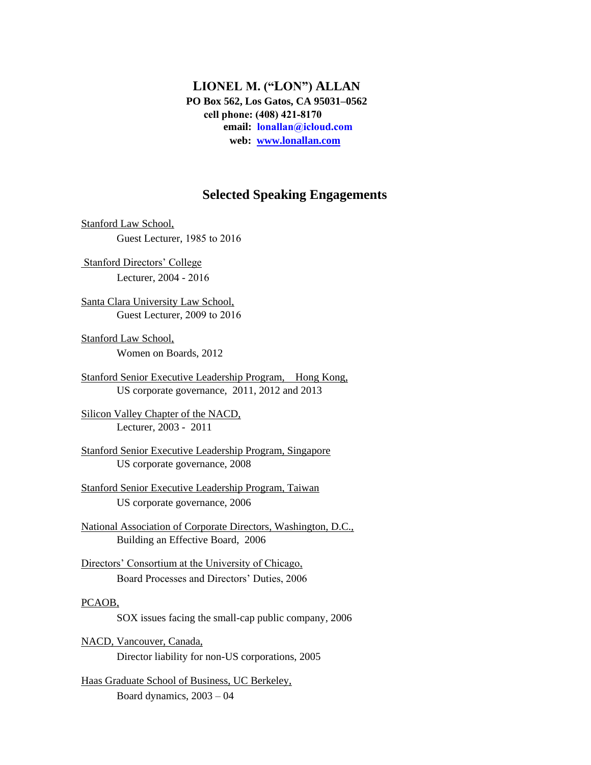# LIONEL M. ("LON") ALLAN

**PO Box 562, Los Gatos, CA 95031–0562**
**cell phone: (408) 421-8170**
**email: lonallan@icloud.com**
**web: www.lonallan.com**

## Selected Speaking Engagements

Stanford Law School,
Guest Lecturer, 1985 to 2016

Stanford Directors' College
Lecturer, 2004 - 2016

Santa Clara University Law School,
Guest Lecturer, 2009 to 2016

Stanford Law School,
Women on Boards, 2012

Stanford Senior Executive Leadership Program, Hong Kong,
US corporate governance, 2011, 2012 and 2013

Silicon Valley Chapter of the NACD,
Lecturer, 2003 - 2011

Stanford Senior Executive Leadership Program, Singapore
US corporate governance, 2008

Stanford Senior Executive Leadership Program, Taiwan
US corporate governance, 2006

National Association of Corporate Directors, Washington, D.C.,
Building an Effective Board, 2006

Directors' Consortium at the University of Chicago,
Board Processes and Directors' Duties, 2006

PCAOB,
SOX issues facing the small-cap public company, 2006

NACD, Vancouver, Canada,
Director liability for non-US corporations, 2005

Haas Graduate School of Business, UC Berkeley,
Board dynamics, 2003 – 04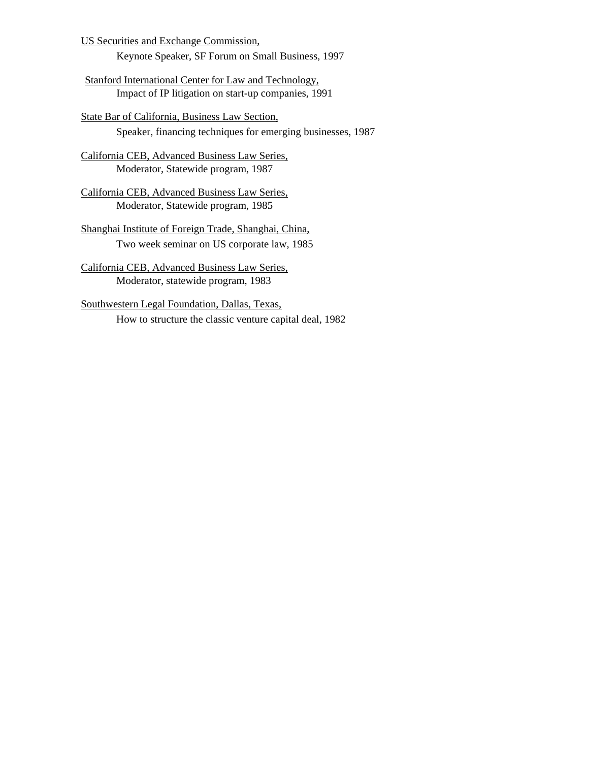<u>US Securities and Exchange Commission,</u>
Keynote Speaker, SF Forum on Small Business, 1997

<u>Stanford International Center for Law and Technology,</u>
Impact of IP litigation on start-up companies, 1991

<u>State Bar of California, Business Law Section,</u>
Speaker, financing techniques for emerging businesses, 1987

<u>California CEB, Advanced Business Law Series,</u>
Moderator, Statewide program, 1987

<u>California CEB, Advanced Business Law Series,</u>
Moderator, Statewide program, 1985

<u>Shanghai Institute of Foreign Trade, Shanghai, China,</u>
Two week seminar on US corporate law, 1985

<u>California CEB, Advanced Business Law Series,</u>
Moderator, statewide program, 1983

<u>Southwestern Legal Foundation, Dallas, Texas,</u>
How to structure the classic venture capital deal, 1982